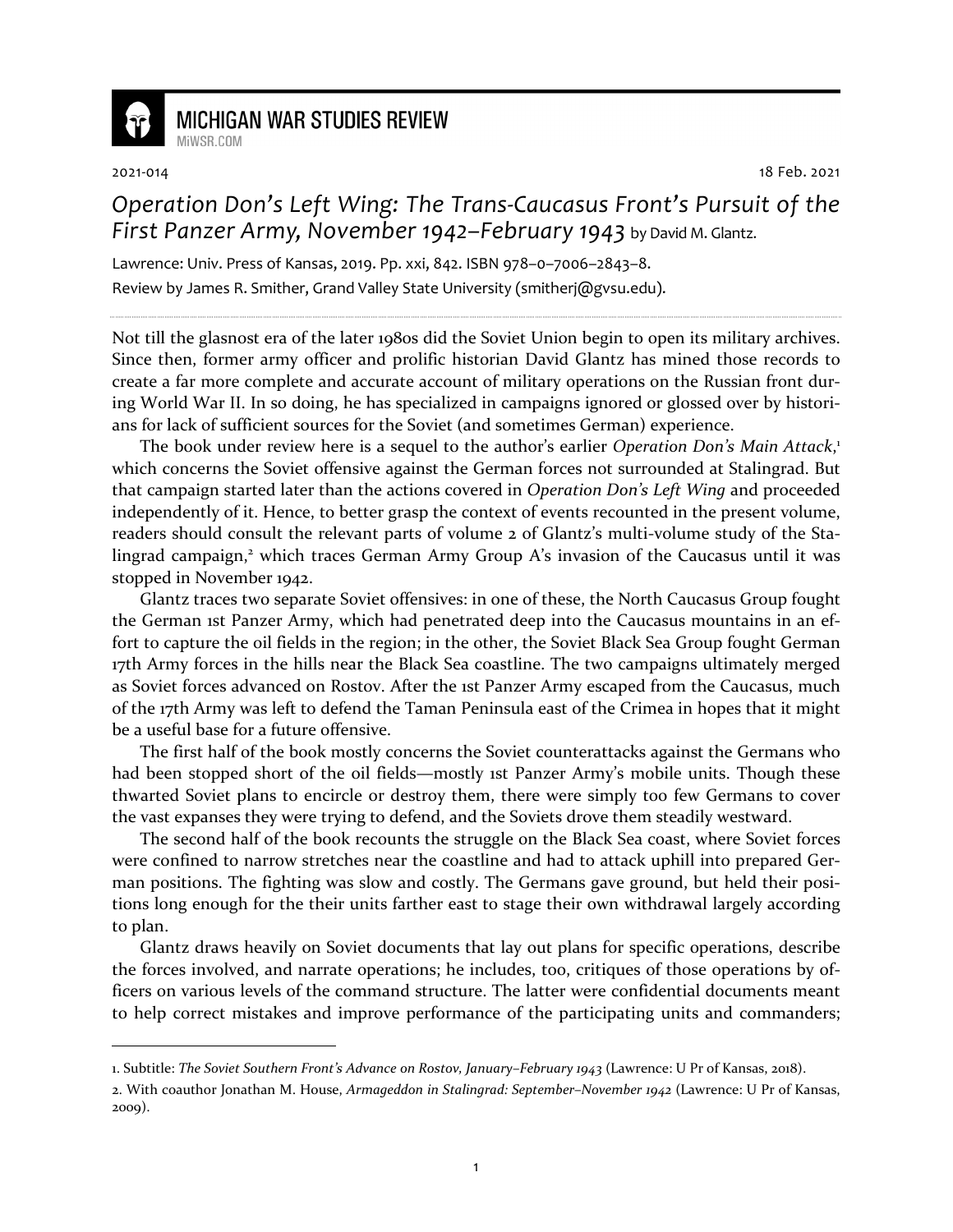MICHIGAN WAR STUDIES REVIEW

MiWSR.COM

2021-014

18 Feb. 2021

# *Operation Don's Left Wing: The Trans-Caucasus Front's Pursuit of the First Panzer Army, November 1942–February 1943* by David M. Glantz.

Lawrence: Univ. Press of Kansas, 2019. Pp. xxi, 842. ISBN 978–0–7006–2843–8.

Review by James R. Smither, Grand Valley State University (smitherj@gvsu.edu).

---

Not till the glasnost era of the later 1980s did the Soviet Union begin to open its military archives. Since then, former army officer and prolific historian David Glantz has mined those records to create a far more complete and accurate account of military operations on the Russian front during World War II. In so doing, he has specialized in campaigns ignored or glossed over by historians for lack of sufficient sources for the Soviet (and sometimes German) experience.

The book under review here is a sequel to the author's earlier *Operation Don's Main Attack*,[1] which concerns the Soviet offensive against the German forces not surrounded at Stalingrad. But that campaign started later than the actions covered in *Operation Don's Left Wing* and proceeded independently of it. Hence, to better grasp the context of events recounted in the present volume, readers should consult the relevant parts of volume 2 of Glantz's multi-volume study of the Stalingrad campaign,[2] which traces German Army Group A's invasion of the Caucasus until it was stopped in November 1942.

Glantz traces two separate Soviet offensives: in one of these, the North Caucasus Group fought the German 1st Panzer Army, which had penetrated deep into the Caucasus mountains in an effort to capture the oil fields in the region; in the other, the Soviet Black Sea Group fought German 17th Army forces in the hills near the Black Sea coastline. The two campaigns ultimately merged as Soviet forces advanced on Rostov. After the 1st Panzer Army escaped from the Caucasus, much of the 17th Army was left to defend the Taman Peninsula east of the Crimea in hopes that it might be a useful base for a future offensive.

The first half of the book mostly concerns the Soviet counterattacks against the Germans who had been stopped short of the oil fields—mostly 1st Panzer Army's mobile units. Though these thwarted Soviet plans to encircle or destroy them, there were simply too few Germans to cover the vast expanses they were trying to defend, and the Soviets drove them steadily westward.

The second half of the book recounts the struggle on the Black Sea coast, where Soviet forces were confined to narrow stretches near the coastline and had to attack uphill into prepared German positions. The fighting was slow and costly. The Germans gave ground, but held their positions long enough for the their units farther east to stage their own withdrawal largely according to plan.

Glantz draws heavily on Soviet documents that lay out plans for specific operations, describe the forces involved, and narrate operations; he includes, too, critiques of those operations by officers on various levels of the command structure. The latter were confidential documents meant to help correct mistakes and improve performance of the participating units and commanders;

---

1. Subtitle: *The Soviet Southern Front's Advance on Rostov, January–February 1943* (Lawrence: U Pr of Kansas, 2018).

2. With coauthor Jonathan M. House, *Armageddon in Stalingrad: September–November 1942* (Lawrence: U Pr of Kansas, 2009).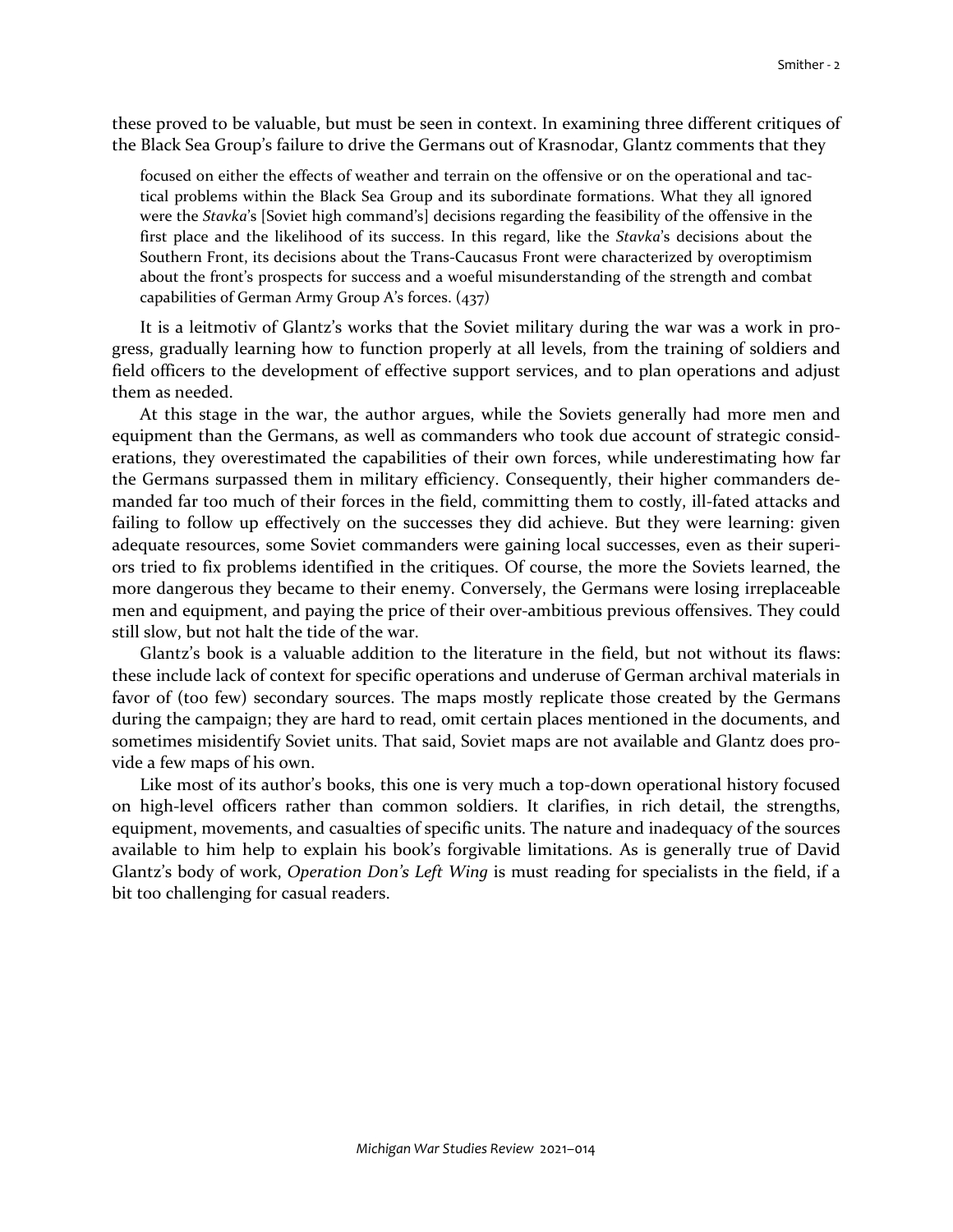these proved to be valuable, but must be seen in context. In examining three different critiques of the Black Sea Group's failure to drive the Germans out of Krasnodar, Glantz comments that they

> focused on either the effects of weather and terrain on the offensive or on the operational and tactical problems within the Black Sea Group and its subordinate formations. What they all ignored were the *Stavka*'s [Soviet high command's] decisions regarding the feasibility of the offensive in the first place and the likelihood of its success. In this regard, like the *Stavka*'s decisions about the Southern Front, its decisions about the Trans-Caucasus Front were characterized by overoptimism about the front's prospects for success and a woeful misunderstanding of the strength and combat capabilities of German Army Group A's forces. (437)

It is a leitmotiv of Glantz's works that the Soviet military during the war was a work in progress, gradually learning how to function properly at all levels, from the training of soldiers and field officers to the development of effective support services, and to plan operations and adjust them as needed.

At this stage in the war, the author argues, while the Soviets generally had more men and equipment than the Germans, as well as commanders who took due account of strategic considerations, they overestimated the capabilities of their own forces, while underestimating how far the Germans surpassed them in military efficiency. Consequently, their higher commanders demanded far too much of their forces in the field, committing them to costly, ill-fated attacks and failing to follow up effectively on the successes they did achieve. But they were learning: given adequate resources, some Soviet commanders were gaining local successes, even as their superiors tried to fix problems identified in the critiques. Of course, the more the Soviets learned, the more dangerous they became to their enemy. Conversely, the Germans were losing irreplaceable men and equipment, and paying the price of their over-ambitious previous offensives. They could still slow, but not halt the tide of the war.

Glantz's book is a valuable addition to the literature in the field, but not without its flaws: these include lack of context for specific operations and underuse of German archival materials in favor of (too few) secondary sources. The maps mostly replicate those created by the Germans during the campaign; they are hard to read, omit certain places mentioned in the documents, and sometimes misidentify Soviet units. That said, Soviet maps are not available and Glantz does provide a few maps of his own.

Like most of its author's books, this one is very much a top-down operational history focused on high-level officers rather than common soldiers. It clarifies, in rich detail, the strengths, equipment, movements, and casualties of specific units. The nature and inadequacy of the sources available to him help to explain his book's forgivable limitations. As is generally true of David Glantz's body of work, *Operation Don's Left Wing* is must reading for specialists in the field, if a bit too challenging for casual readers.